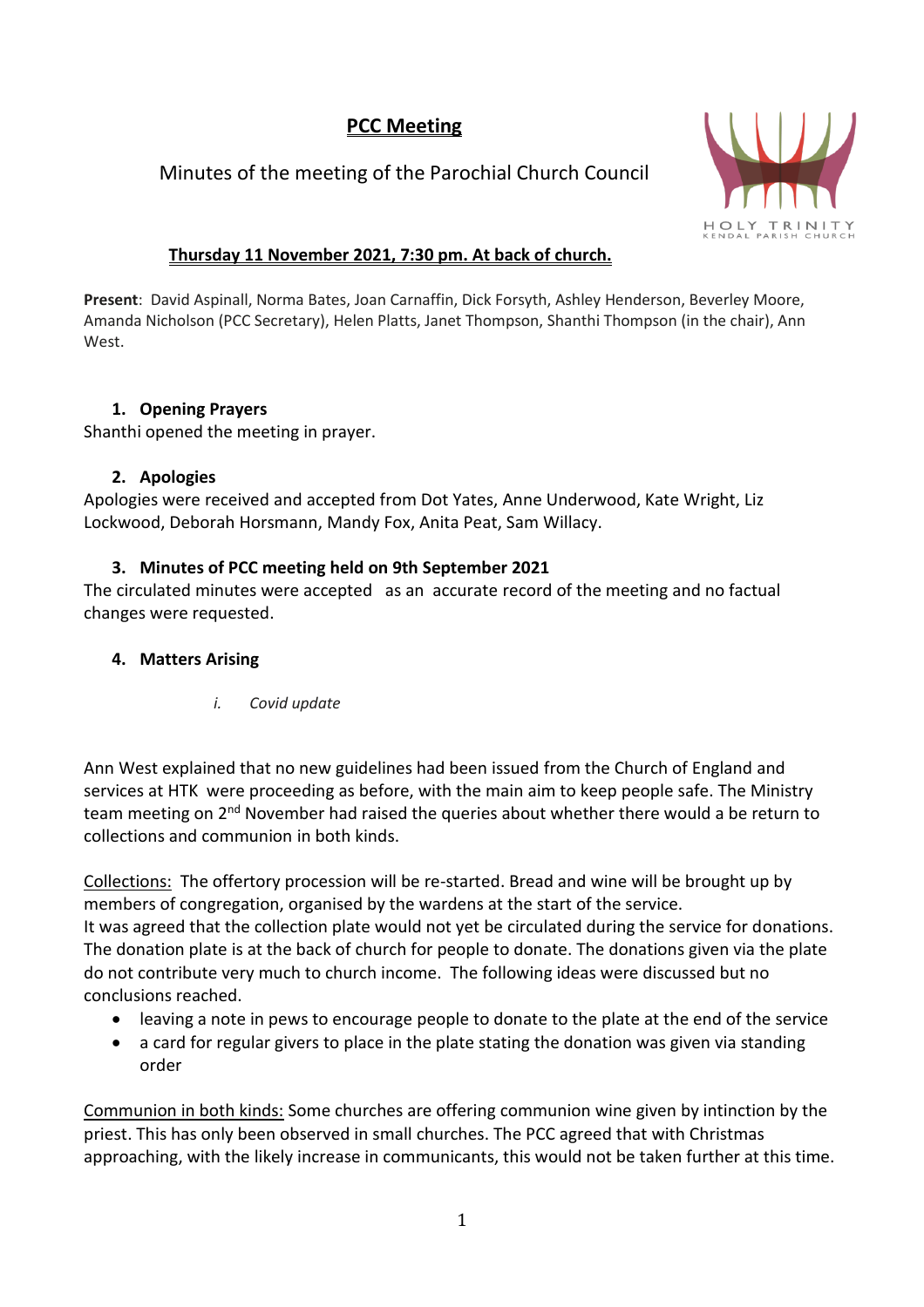# PCC Meeting

Minutes of the meeting of the Parochial Church Council

HOLY TRINITY
KENDAL PARISH CHURCH

**Thursday 11 November 2021, 7:30 pm. At back of church.**

**Present**: David Aspinall, Norma Bates, Joan Carnaffin, Dick Forsyth, Ashley Henderson, Beverley Moore, Amanda Nicholson (PCC Secretary), Helen Platts, Janet Thompson, Shanthi Thompson (in the chair), Ann West.

## 1. Opening Prayers

Shanthi opened the meeting in prayer.

## 2. Apologies

Apologies were received and accepted from Dot Yates, Anne Underwood, Kate Wright, Liz Lockwood, Deborah Horsmann, Mandy Fox, Anita Peat, Sam Willacy.

## 3. Minutes of PCC meeting held on 9th September 2021

The circulated minutes were accepted as an accurate record of the meeting and no factual changes were requested.

## 4. Matters Arising

*i. Covid update*

Ann West explained that no new guidelines had been issued from the Church of England and services at HTK were proceeding as before, with the main aim to keep people safe. The Ministry team meeting on 2nd November had raised the queries about whether there would a be return to collections and communion in both kinds.

Collections: The offertory procession will be re-started. Bread and wine will be brought up by members of congregation, organised by the wardens at the start of the service.
It was agreed that the collection plate would not yet be circulated during the service for donations. The donation plate is at the back of church for people to donate. The donations given via the plate do not contribute very much to church income. The following ideas were discussed but no conclusions reached.

- leaving a note in pews to encourage people to donate to the plate at the end of the service
- a card for regular givers to place in the plate stating the donation was given via standing order

Communion in both kinds: Some churches are offering communion wine given by intinction by the priest. This has only been observed in small churches. The PCC agreed that with Christmas approaching, with the likely increase in communicants, this would not be taken further at this time.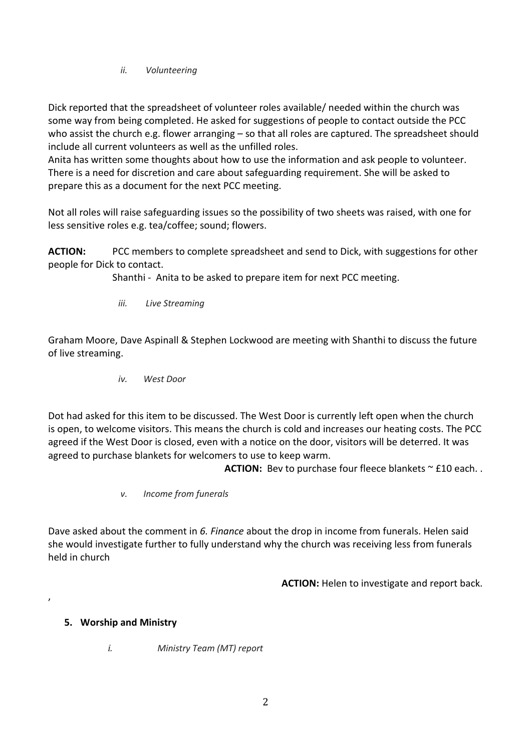*ii. Volunteering*

Dick reported that the spreadsheet of volunteer roles available/ needed within the church was some way from being completed. He asked for suggestions of people to contact outside the PCC who assist the church e.g. flower arranging – so that all roles are captured. The spreadsheet should include all current volunteers as well as the unfilled roles.
Anita has written some thoughts about how to use the information and ask people to volunteer. There is a need for discretion and care about safeguarding requirement. She will be asked to prepare this as a document for the next PCC meeting.

Not all roles will raise safeguarding issues so the possibility of two sheets was raised, with one for less sensitive roles e.g. tea/coffee; sound; flowers.

**ACTION:** PCC members to complete spreadsheet and send to Dick, with suggestions for other people for Dick to contact.
Shanthi - Anita to be asked to prepare item for next PCC meeting.

*iii. Live Streaming*

Graham Moore, Dave Aspinall & Stephen Lockwood are meeting with Shanthi to discuss the future of live streaming.

*iv. West Door*

Dot had asked for this item to be discussed. The West Door is currently left open when the church is open, to welcome visitors. This means the church is cold and increases our heating costs. The PCC agreed if the West Door is closed, even with a notice on the door, visitors will be deterred. It was agreed to purchase blankets for welcomers to use to keep warm.

**ACTION:** Bev to purchase four fleece blankets ~ £10 each. .

*v. Income from funerals*

Dave asked about the comment in *6. Finance* about the drop in income from funerals. Helen said she would investigate further to fully understand why the church was receiving less from funerals held in church

**ACTION:** Helen to investigate and report back.

,

## 5. Worship and Ministry

*i. Ministry Team (MT) report*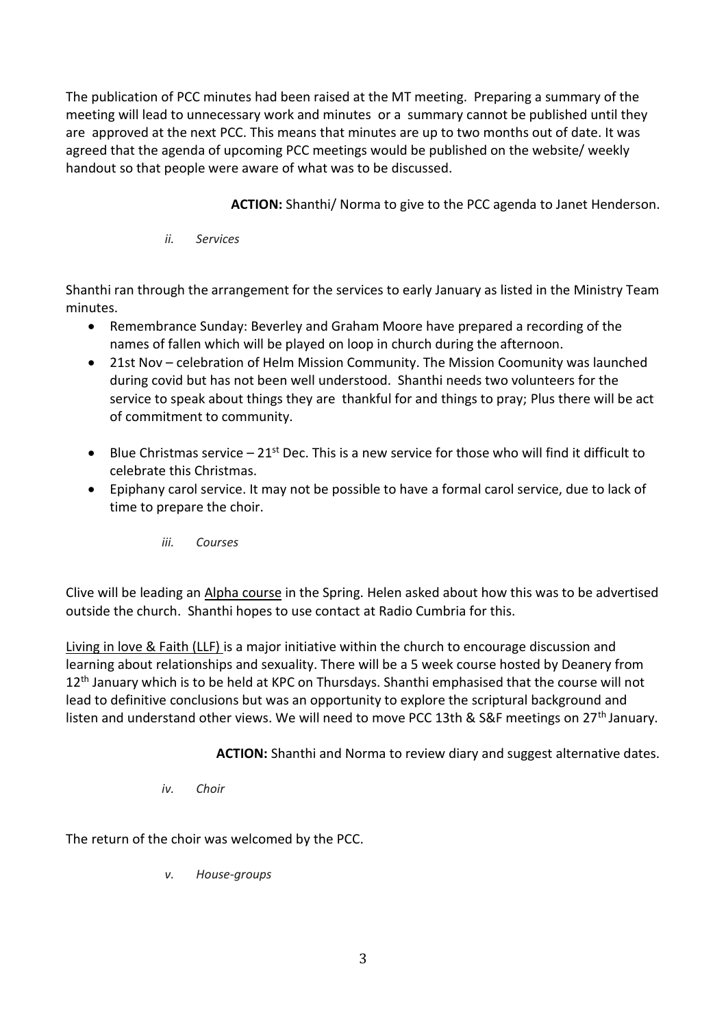The publication of PCC minutes had been raised at the MT meeting. Preparing a summary of the meeting will lead to unnecessary work and minutes or a summary cannot be published until they are approved at the next PCC. This means that minutes are up to two months out of date. It was agreed that the agenda of upcoming PCC meetings would be published on the website/ weekly handout so that people were aware of what was to be discussed.

**ACTION:** Shanthi/ Norma to give to the PCC agenda to Janet Henderson.

*ii. Services*

Shanthi ran through the arrangement for the services to early January as listed in the Ministry Team minutes.

- Remembrance Sunday: Beverley and Graham Moore have prepared a recording of the names of fallen which will be played on loop in church during the afternoon.
- 21st Nov – celebration of Helm Mission Community. The Mission Coomunity was launched during covid but has not been well understood. Shanthi needs two volunteers for the service to speak about things they are thankful for and things to pray; Plus there will be act of commitment to community.
- Blue Christmas service – 21st Dec. This is a new service for those who will find it difficult to celebrate this Christmas.
- Epiphany carol service. It may not be possible to have a formal carol service, due to lack of time to prepare the choir.

*iii. Courses*

Clive will be leading an Alpha course in the Spring. Helen asked about how this was to be advertised outside the church. Shanthi hopes to use contact at Radio Cumbria for this.

Living in love & Faith (LLF) is a major initiative within the church to encourage discussion and learning about relationships and sexuality. There will be a 5 week course hosted by Deanery from 12th January which is to be held at KPC on Thursdays. Shanthi emphasised that the course will not lead to definitive conclusions but was an opportunity to explore the scriptural background and listen and understand other views. We will need to move PCC 13th & S&F meetings on 27th January.

**ACTION:** Shanthi and Norma to review diary and suggest alternative dates.

*iv. Choir*

The return of the choir was welcomed by the PCC.

*v. House-groups*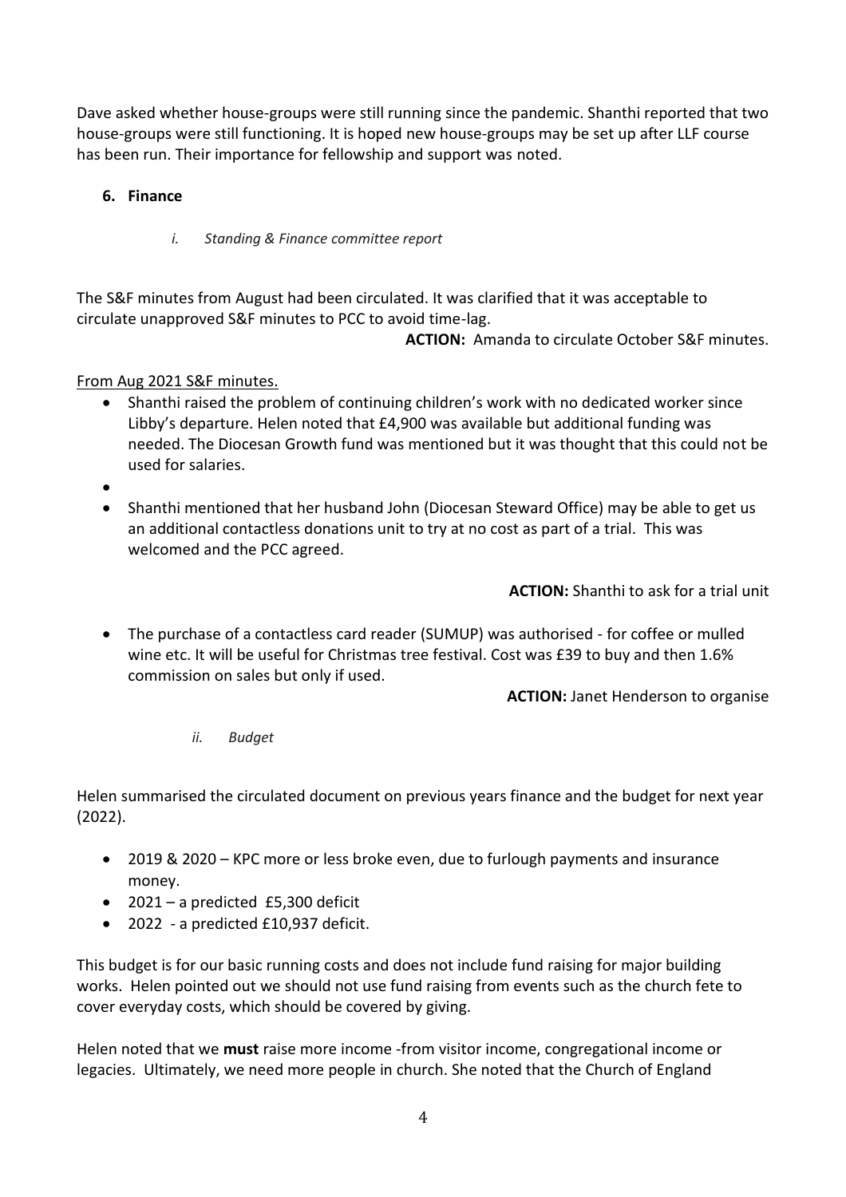Dave asked whether house-groups were still running since the pandemic. Shanthi reported that two house-groups were still functioning. It is hoped new house-groups may be set up after LLF course has been run. Their importance for fellowship and support was noted.

## 6. Finance

*i. Standing & Finance committee report*

The S&F minutes from August had been circulated. It was clarified that it was acceptable to circulate unapproved S&F minutes to PCC to avoid time-lag.

**ACTION:** Amanda to circulate October S&F minutes.

From Aug 2021 S&F minutes.

- Shanthi raised the problem of continuing children's work with no dedicated worker since Libby's departure. Helen noted that £4,900 was available but additional funding was needed. The Diocesan Growth fund was mentioned but it was thought that this could not be used for salaries.
- 
- Shanthi mentioned that her husband John (Diocesan Steward Office) may be able to get us an additional contactless donations unit to try at no cost as part of a trial. This was welcomed and the PCC agreed.

**ACTION:** Shanthi to ask for a trial unit

- The purchase of a contactless card reader (SUMUP) was authorised - for coffee or mulled wine etc. It will be useful for Christmas tree festival. Cost was £39 to buy and then 1.6% commission on sales but only if used.

**ACTION:** Janet Henderson to organise

*ii. Budget*

Helen summarised the circulated document on previous years finance and the budget for next year (2022).

- 2019 & 2020 – KPC more or less broke even, due to furlough payments and insurance money.
- 2021 – a predicted £5,300 deficit
- 2022 - a predicted £10,937 deficit.

This budget is for our basic running costs and does not include fund raising for major building works. Helen pointed out we should not use fund raising from events such as the church fete to cover everyday costs, which should be covered by giving.

Helen noted that we **must** raise more income -from visitor income, congregational income or legacies. Ultimately, we need more people in church. She noted that the Church of England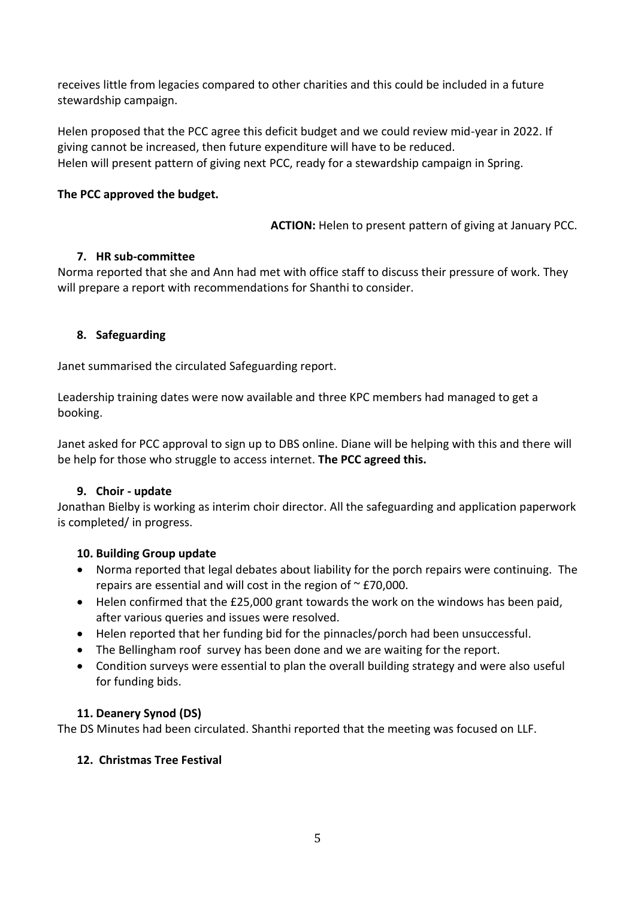receives little from legacies compared to other charities and this could be included in a future stewardship campaign.

Helen proposed that the PCC agree this deficit budget and we could review mid-year in 2022. If giving cannot be increased, then future expenditure will have to be reduced.
Helen will present pattern of giving next PCC, ready for a stewardship campaign in Spring.

**The PCC approved the budget.**

**ACTION:** Helen to present pattern of giving at January PCC.

### 7. HR sub-committee

Norma reported that she and Ann had met with office staff to discuss their pressure of work. They will prepare a report with recommendations for Shanthi to consider.

### 8. Safeguarding

Janet summarised the circulated Safeguarding report.

Leadership training dates were now available and three KPC members had managed to get a booking.

Janet asked for PCC approval to sign up to DBS online. Diane will be helping with this and there will be help for those who struggle to access internet. **The PCC agreed this.**

### 9. Choir - update

Jonathan Bielby is working as interim choir director. All the safeguarding and application paperwork is completed/ in progress.

### 10. Building Group update

- Norma reported that legal debates about liability for the porch repairs were continuing. The repairs are essential and will cost in the region of ~ £70,000.
- Helen confirmed that the £25,000 grant towards the work on the windows has been paid, after various queries and issues were resolved.
- Helen reported that her funding bid for the pinnacles/porch had been unsuccessful.
- The Bellingham roof survey has been done and we are waiting for the report.
- Condition surveys were essential to plan the overall building strategy and were also useful for funding bids.

### 11. Deanery Synod (DS)

The DS Minutes had been circulated. Shanthi reported that the meeting was focused on LLF.

### 12. Christmas Tree Festival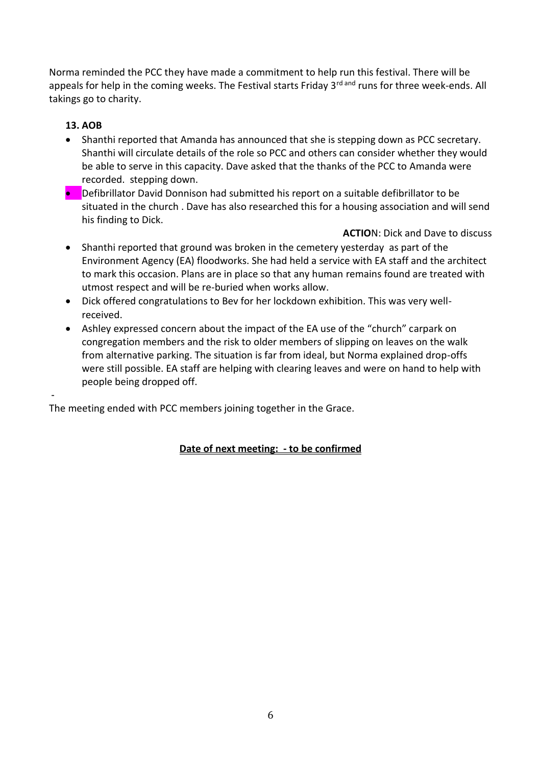Norma reminded the PCC they have made a commitment to help run this festival. There will be appeals for help in the coming weeks. The Festival starts Friday 3rd and runs for three week-ends. All takings go to charity.

**13. AOB**

- Shanthi reported that Amanda has announced that she is stepping down as PCC secretary. Shanthi will circulate details of the role so PCC and others can consider whether they would be able to serve in this capacity. Dave asked that the thanks of the PCC to Amanda were recorded. stepping down.
- Defibrillator David Donnison had submitted his report on a suitable defibrillator to be situated in the church . Dave has also researched this for a housing association and will send his finding to Dick.

  **ACTIO**N: Dick and Dave to discuss
- Shanthi reported that ground was broken in the cemetery yesterday as part of the Environment Agency (EA) floodworks. She had held a service with EA staff and the architect to mark this occasion. Plans are in place so that any human remains found are treated with utmost respect and will be re-buried when works allow.
- Dick offered congratulations to Bev for her lockdown exhibition. This was very well-received.
- Ashley expressed concern about the impact of the EA use of the "church" carpark on congregation members and the risk to older members of slipping on leaves on the walk from alternative parking. The situation is far from ideal, but Norma explained drop-offs were still possible. EA staff are helping with clearing leaves and were on hand to help with people being dropped off.

-

The meeting ended with PCC members joining together in the Grace.

**Date of next meeting: - to be confirmed**